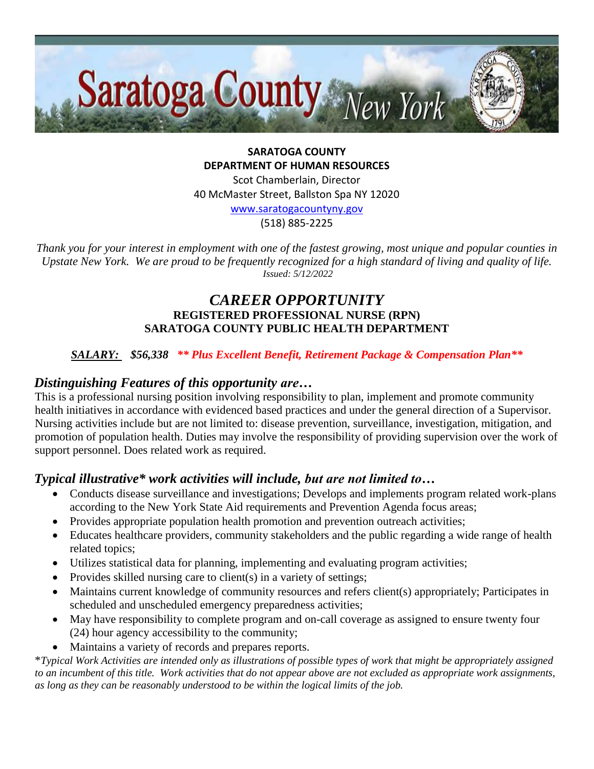Saratoga County New York

**SARATOGA COUNTY**
**DEPARTMENT OF HUMAN RESOURCES**
Scot Chamberlain, Director
40 McMaster Street, Ballston Spa NY 12020
www.saratogacountyny.gov
(518) 885-2225

*Thank you for your interest in employment with one of the fastest growing, most unique and popular counties in Upstate New York. We are proud to be frequently recognized for a high standard of living and quality of life.*
*Issued: 5/12/2022*

# *CAREER OPPORTUNITY*
## REGISTERED PROFESSIONAL NURSE (RPN)
## SARATOGA COUNTY PUBLIC HEALTH DEPARTMENT

***SALARY:*** ***$56,338*** ***** Plus Excellent Benefit, Retirement Package & Compensation Plan*****

## *Distinguishing Features of this opportunity are…*

This is a professional nursing position involving responsibility to plan, implement and promote community health initiatives in accordance with evidenced based practices and under the general direction of a Supervisor. Nursing activities include but are not limited to: disease prevention, surveillance, investigation, mitigation, and promotion of population health. Duties may involve the responsibility of providing supervision over the work of support personnel. Does related work as required.

## *Typical illustrative* work activities will include, but are not limited to…*

- Conducts disease surveillance and investigations; Develops and implements program related work-plans according to the New York State Aid requirements and Prevention Agenda focus areas;
- Provides appropriate population health promotion and prevention outreach activities;
- Educates healthcare providers, community stakeholders and the public regarding a wide range of health related topics;
- Utilizes statistical data for planning, implementing and evaluating program activities;
- Provides skilled nursing care to client(s) in a variety of settings;
- Maintains current knowledge of community resources and refers client(s) appropriately; Participates in scheduled and unscheduled emergency preparedness activities;
- May have responsibility to complete program and on-call coverage as assigned to ensure twenty four (24) hour agency accessibility to the community;
- Maintains a variety of records and prepares reports.

**Typical Work Activities are intended only as illustrations of possible types of work that might be appropriately assigned to an incumbent of this title. Work activities that do not appear above are not excluded as appropriate work assignments, as long as they can be reasonably understood to be within the logical limits of the job.*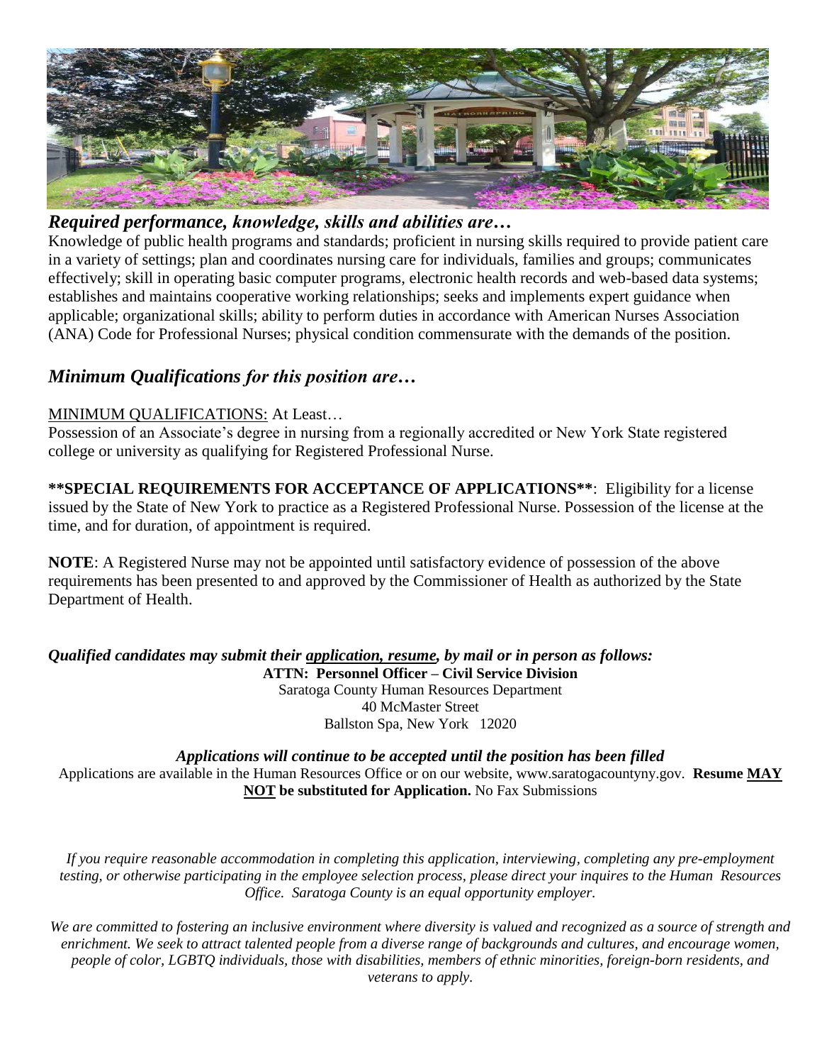## *Required performance, knowledge, skills and abilities are…*

Knowledge of public health programs and standards; proficient in nursing skills required to provide patient care in a variety of settings; plan and coordinates nursing care for individuals, families and groups; communicates effectively; skill in operating basic computer programs, electronic health records and web-based data systems; establishes and maintains cooperative working relationships; seeks and implements expert guidance when applicable; organizational skills; ability to perform duties in accordance with American Nurses Association (ANA) Code for Professional Nurses; physical condition commensurate with the demands of the position.

## *Minimum Qualifications for this position are…*

MINIMUM QUALIFICATIONS: At Least…

Possession of an Associate's degree in nursing from a regionally accredited or New York State registered college or university as qualifying for Registered Professional Nurse.

**\*\*SPECIAL REQUIREMENTS FOR ACCEPTANCE OF APPLICATIONS\*\***: Eligibility for a license issued by the State of New York to practice as a Registered Professional Nurse. Possession of the license at the time, and for duration, of appointment is required.

**NOTE**: A Registered Nurse may not be appointed until satisfactory evidence of possession of the above requirements has been presented to and approved by the Commissioner of Health as authorized by the State Department of Health.

***Qualified candidates may submit their application, resume, by mail or in person as follows:***

**ATTN: Personnel Officer – Civil Service Division**
Saratoga County Human Resources Department
40 McMaster Street
Ballston Spa, New York 12020

***Applications will continue to be accepted until the position has been filled***

Applications are available in the Human Resources Office or on our website, www.saratogacountyny.gov. **Resume MAY NOT be substituted for Application.** No Fax Submissions

*If you require reasonable accommodation in completing this application, interviewing, completing any pre-employment testing, or otherwise participating in the employee selection process, please direct your inquires to the Human Resources Office. Saratoga County is an equal opportunity employer.*

*We are committed to fostering an inclusive environment where diversity is valued and recognized as a source of strength and enrichment. We seek to attract talented people from a diverse range of backgrounds and cultures, and encourage women, people of color, LGBTQ individuals, those with disabilities, members of ethnic minorities, foreign-born residents, and veterans to apply.*